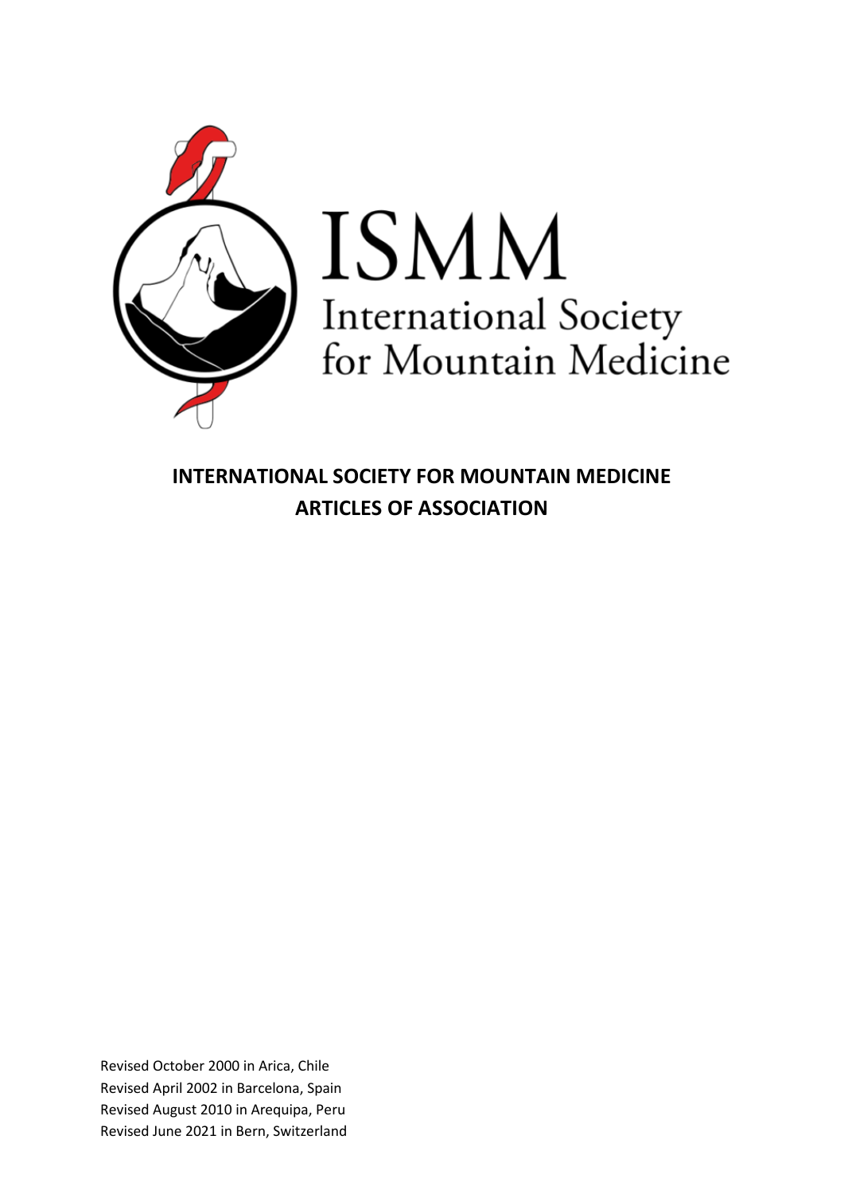ISMM

International Society for Mountain Medicine

# INTERNATIONAL SOCIETY FOR MOUNTAIN MEDICINE ARTICLES OF ASSOCIATION

Revised October 2000 in Arica, Chile
Revised April 2002 in Barcelona, Spain
Revised August 2010 in Arequipa, Peru
Revised June 2021 in Bern, Switzerland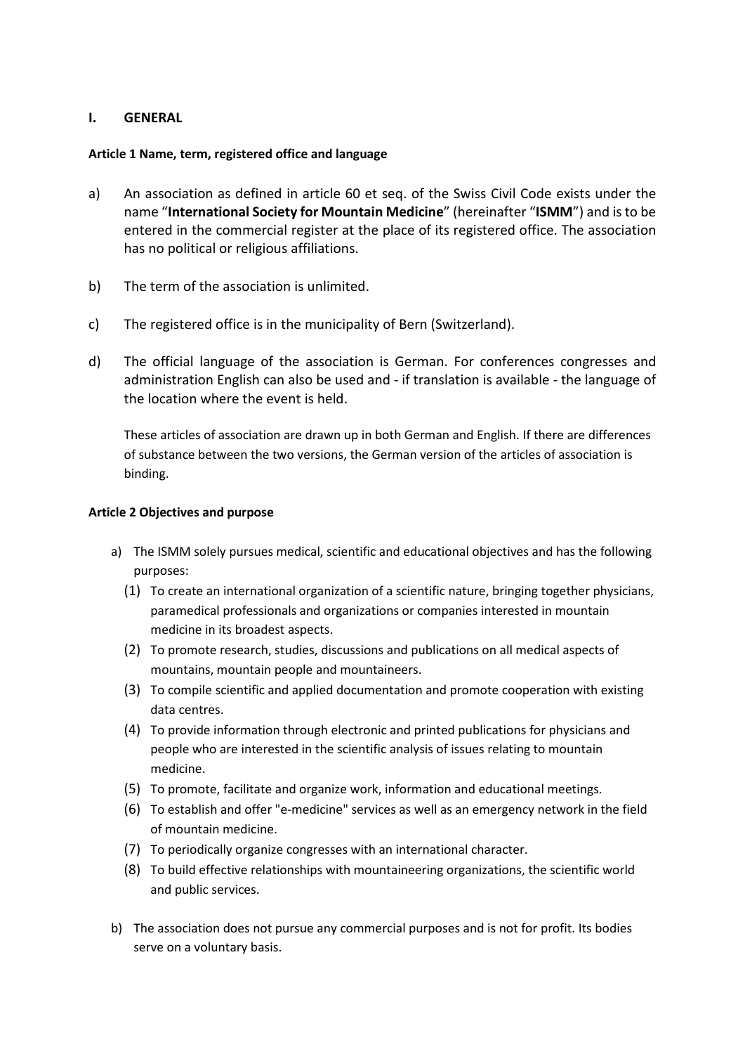# I. GENERAL

### Article 1 Name, term, registered office and language

a) An association as defined in article 60 et seq. of the Swiss Civil Code exists under the name "**International Society for Mountain Medicine**" (hereinafter "**ISMM**") and is to be entered in the commercial register at the place of its registered office. The association has no political or religious affiliations.

b) The term of the association is unlimited.

c) The registered office is in the municipality of Bern (Switzerland).

d) The official language of the association is German. For conferences congresses and administration English can also be used and - if translation is available - the language of the location where the event is held.

These articles of association are drawn up in both German and English. If there are differences of substance between the two versions, the German version of the articles of association is binding.

### Article 2 Objectives and purpose

a) The ISMM solely pursues medical, scientific and educational objectives and has the following purposes:
   (1) To create an international organization of a scientific nature, bringing together physicians, paramedical professionals and organizations or companies interested in mountain medicine in its broadest aspects.
   (2) To promote research, studies, discussions and publications on all medical aspects of mountains, mountain people and mountaineers.
   (3) To compile scientific and applied documentation and promote cooperation with existing data centres.
   (4) To provide information through electronic and printed publications for physicians and people who are interested in the scientific analysis of issues relating to mountain medicine.
   (5) To promote, facilitate and organize work, information and educational meetings.
   (6) To establish and offer "e-medicine" services as well as an emergency network in the field of mountain medicine.
   (7) To periodically organize congresses with an international character.
   (8) To build effective relationships with mountaineering organizations, the scientific world and public services.

b) The association does not pursue any commercial purposes and is not for profit. Its bodies serve on a voluntary basis.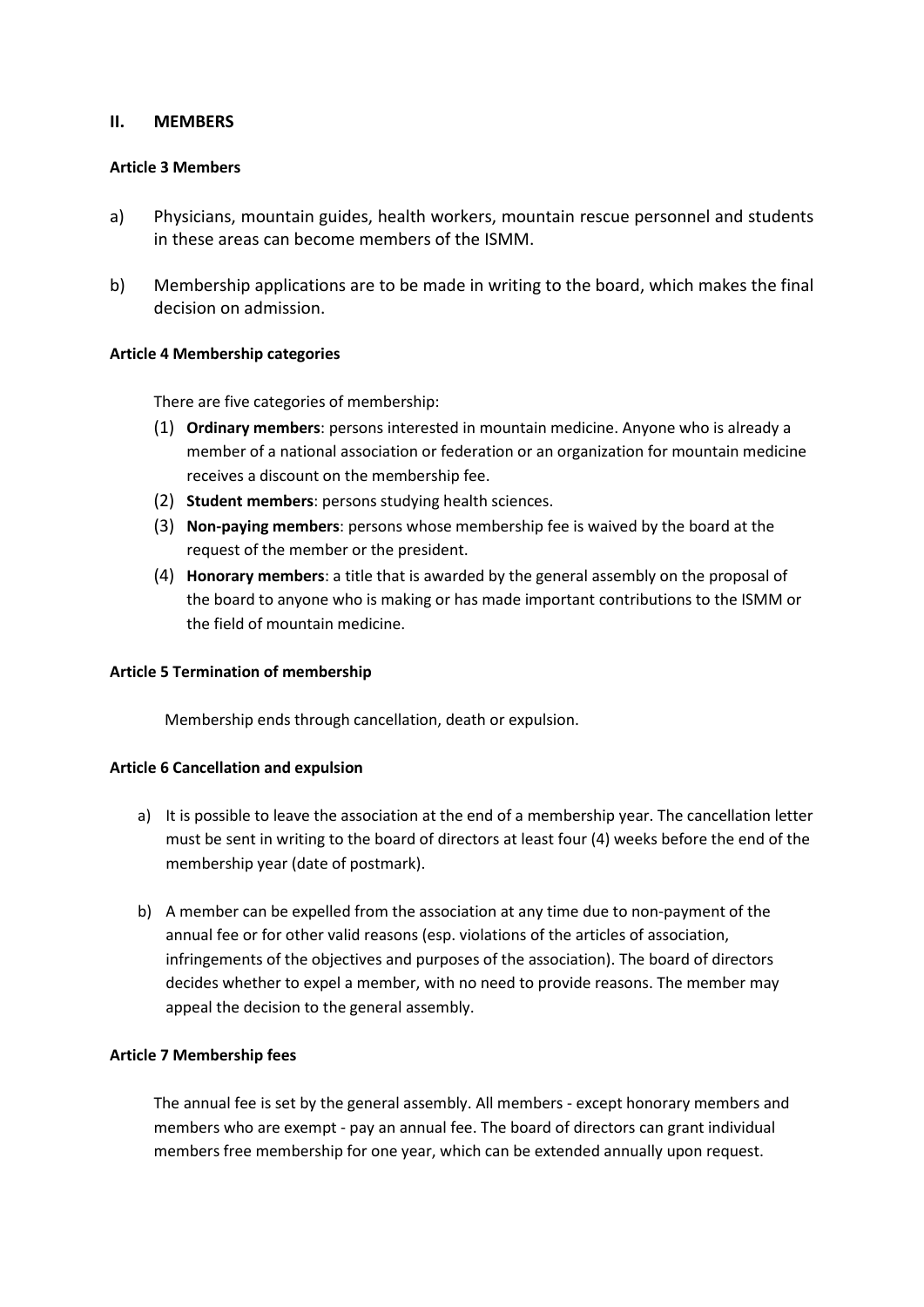## II. MEMBERS

### Article 3 Members

a) Physicians, mountain guides, health workers, mountain rescue personnel and students in these areas can become members of the ISMM.

b) Membership applications are to be made in writing to the board, which makes the final decision on admission.

### Article 4 Membership categories

There are five categories of membership:

(1) **Ordinary members**: persons interested in mountain medicine. Anyone who is already a member of a national association or federation or an organization for mountain medicine receives a discount on the membership fee.

(2) **Student members**: persons studying health sciences.

(3) **Non-paying members**: persons whose membership fee is waived by the board at the request of the member or the president.

(4) **Honorary members**: a title that is awarded by the general assembly on the proposal of the board to anyone who is making or has made important contributions to the ISMM or the field of mountain medicine.

### Article 5 Termination of membership

Membership ends through cancellation, death or expulsion.

### Article 6 Cancellation and expulsion

a) It is possible to leave the association at the end of a membership year. The cancellation letter must be sent in writing to the board of directors at least four (4) weeks before the end of the membership year (date of postmark).

b) A member can be expelled from the association at any time due to non-payment of the annual fee or for other valid reasons (esp. violations of the articles of association, infringements of the objectives and purposes of the association). The board of directors decides whether to expel a member, with no need to provide reasons. The member may appeal the decision to the general assembly.

### Article 7 Membership fees

The annual fee is set by the general assembly. All members - except honorary members and members who are exempt - pay an annual fee. The board of directors can grant individual members free membership for one year, which can be extended annually upon request.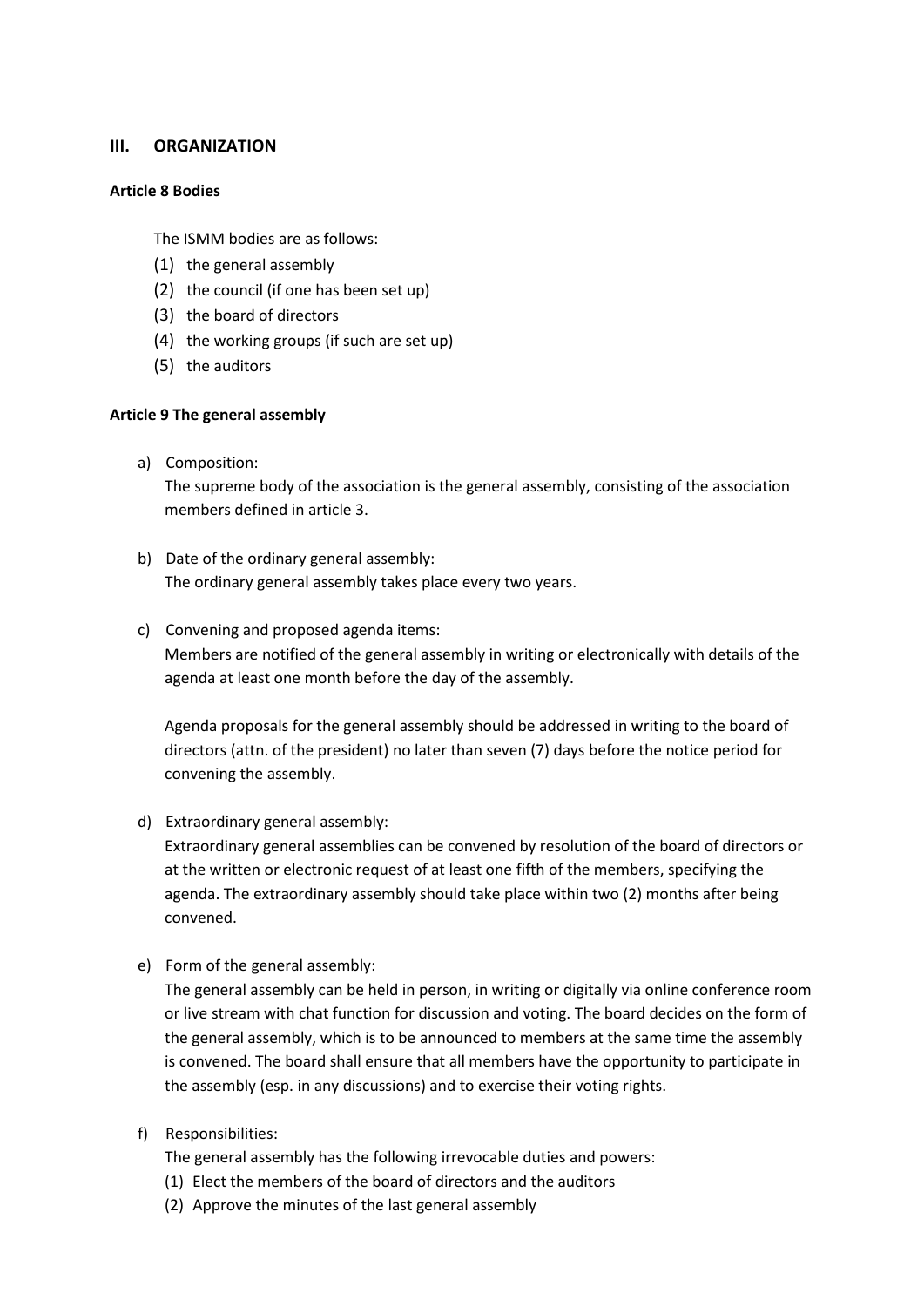## III. ORGANIZATION

### Article 8 Bodies

The ISMM bodies are as follows:

(1) the general assembly
(2) the council (if one has been set up)
(3) the board of directors
(4) the working groups (if such are set up)
(5) the auditors

### Article 9 The general assembly

a) Composition:
   The supreme body of the association is the general assembly, consisting of the association members defined in article 3.

b) Date of the ordinary general assembly:
   The ordinary general assembly takes place every two years.

c) Convening and proposed agenda items:
   Members are notified of the general assembly in writing or electronically with details of the agenda at least one month before the day of the assembly.

   Agenda proposals for the general assembly should be addressed in writing to the board of directors (attn. of the president) no later than seven (7) days before the notice period for convening the assembly.

d) Extraordinary general assembly:
   Extraordinary general assemblies can be convened by resolution of the board of directors or at the written or electronic request of at least one fifth of the members, specifying the agenda. The extraordinary assembly should take place within two (2) months after being convened.

e) Form of the general assembly:
   The general assembly can be held in person, in writing or digitally via online conference room or live stream with chat function for discussion and voting. The board decides on the form of the general assembly, which is to be announced to members at the same time the assembly is convened. The board shall ensure that all members have the opportunity to participate in the assembly (esp. in any discussions) and to exercise their voting rights.

f) Responsibilities:
   The general assembly has the following irrevocable duties and powers:
   (1) Elect the members of the board of directors and the auditors
   (2) Approve the minutes of the last general assembly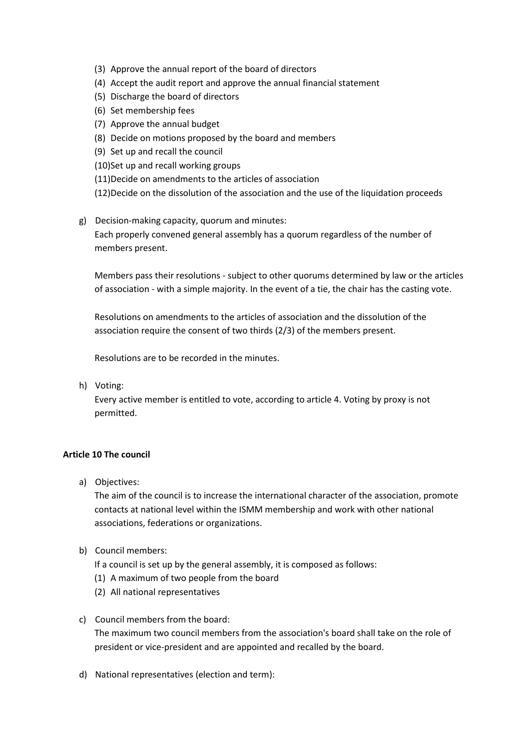(3) Approve the annual report of the board of directors
(4) Accept the audit report and approve the annual financial statement
(5) Discharge the board of directors
(6) Set membership fees
(7) Approve the annual budget
(8) Decide on motions proposed by the board and members
(9) Set up and recall the council
(10) Set up and recall working groups
(11) Decide on amendments to the articles of association
(12) Decide on the dissolution of the association and the use of the liquidation proceeds

g) Decision-making capacity, quorum and minutes:
Each properly convened general assembly has a quorum regardless of the number of members present.

Members pass their resolutions - subject to other quorums determined by law or the articles of association - with a simple majority. In the event of a tie, the chair has the casting vote.

Resolutions on amendments to the articles of association and the dissolution of the association require the consent of two thirds (2/3) of the members present.

Resolutions are to be recorded in the minutes.

h) Voting:
Every active member is entitled to vote, according to article 4. Voting by proxy is not permitted.

**Article 10 The council**

a) Objectives:
The aim of the council is to increase the international character of the association, promote contacts at national level within the ISMM membership and work with other national associations, federations or organizations.

b) Council members:
If a council is set up by the general assembly, it is composed as follows:
(1) A maximum of two people from the board
(2) All national representatives

c) Council members from the board:
The maximum two council members from the association's board shall take on the role of president or vice-president and are appointed and recalled by the board.

d) National representatives (election and term):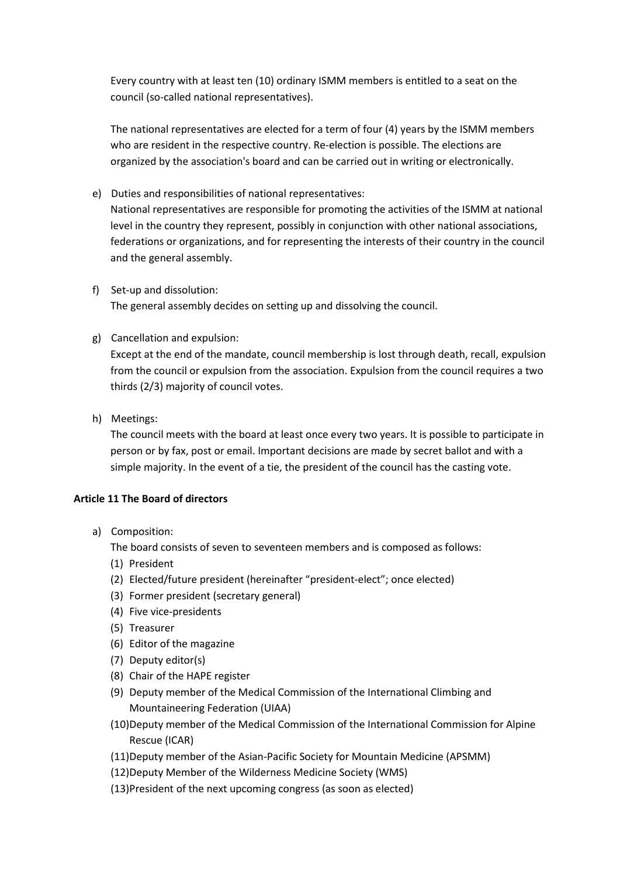Every country with at least ten (10) ordinary ISMM members is entitled to a seat on the council (so-called national representatives).

The national representatives are elected for a term of four (4) years by the ISMM members who are resident in the respective country. Re-election is possible. The elections are organized by the association's board and can be carried out in writing or electronically.

e) Duties and responsibilities of national representatives:
   National representatives are responsible for promoting the activities of the ISMM at national level in the country they represent, possibly in conjunction with other national associations, federations or organizations, and for representing the interests of their country in the council and the general assembly.

f) Set-up and dissolution:
   The general assembly decides on setting up and dissolving the council.

g) Cancellation and expulsion:
   Except at the end of the mandate, council membership is lost through death, recall, expulsion from the council or expulsion from the association. Expulsion from the council requires a two thirds (2/3) majority of council votes.

h) Meetings:
   The council meets with the board at least once every two years. It is possible to participate in person or by fax, post or email. Important decisions are made by secret ballot and with a simple majority. In the event of a tie, the president of the council has the casting vote.

**Article 11 The Board of directors**

a) Composition:
   The board consists of seven to seventeen members and is composed as follows:
   (1) President
   (2) Elected/future president (hereinafter “president-elect”; once elected)
   (3) Former president (secretary general)
   (4) Five vice-presidents
   (5) Treasurer
   (6) Editor of the magazine
   (7) Deputy editor(s)
   (8) Chair of the HAPE register
   (9) Deputy member of the Medical Commission of the International Climbing and Mountaineering Federation (UIAA)
   (10) Deputy member of the Medical Commission of the International Commission for Alpine Rescue (ICAR)
   (11) Deputy member of the Asian-Pacific Society for Mountain Medicine (APSMM)
   (12) Deputy Member of the Wilderness Medicine Society (WMS)
   (13) President of the next upcoming congress (as soon as elected)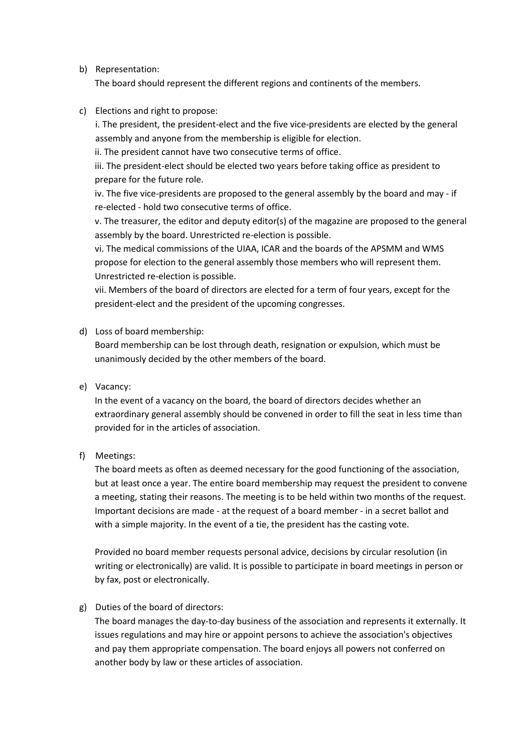b) Representation:

The board should represent the different regions and continents of the members.

c) Elections and right to propose:

i. The president, the president-elect and the five vice-presidents are elected by the general assembly and anyone from the membership is eligible for election.

ii. The president cannot have two consecutive terms of office.

iii. The president-elect should be elected two years before taking office as president to prepare for the future role.

iv. The five vice-presidents are proposed to the general assembly by the board and may - if re-elected - hold two consecutive terms of office.

v. The treasurer, the editor and deputy editor(s) of the magazine are proposed to the general assembly by the board. Unrestricted re-election is possible.

vi. The medical commissions of the UIAA, ICAR and the boards of the APSMM and WMS propose for election to the general assembly those members who will represent them. Unrestricted re-election is possible.

vii. Members of the board of directors are elected for a term of four years, except for the president-elect and the president of the upcoming congresses.

d) Loss of board membership:

Board membership can be lost through death, resignation or expulsion, which must be unanimously decided by the other members of the board.

e) Vacancy:

In the event of a vacancy on the board, the board of directors decides whether an extraordinary general assembly should be convened in order to fill the seat in less time than provided for in the articles of association.

f) Meetings:

The board meets as often as deemed necessary for the good functioning of the association, but at least once a year. The entire board membership may request the president to convene a meeting, stating their reasons. The meeting is to be held within two months of the request. Important decisions are made - at the request of a board member - in a secret ballot and with a simple majority. In the event of a tie, the president has the casting vote.

Provided no board member requests personal advice, decisions by circular resolution (in writing or electronically) are valid. It is possible to participate in board meetings in person or by fax, post or electronically.

g) Duties of the board of directors:

The board manages the day-to-day business of the association and represents it externally. It issues regulations and may hire or appoint persons to achieve the association's objectives and pay them appropriate compensation. The board enjoys all powers not conferred on another body by law or these articles of association.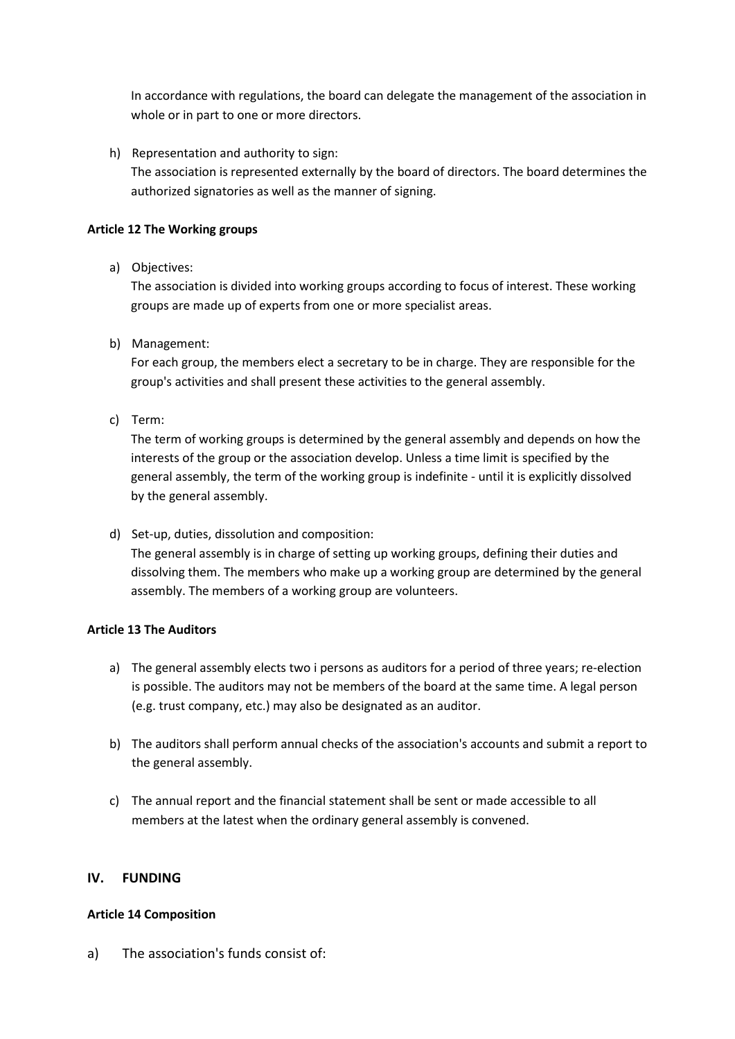In accordance with regulations, the board can delegate the management of the association in whole or in part to one or more directors.

h) Representation and authority to sign:
The association is represented externally by the board of directors. The board determines the authorized signatories as well as the manner of signing.

**Article 12 The Working groups**

a) Objectives:
The association is divided into working groups according to focus of interest. These working groups are made up of experts from one or more specialist areas.

b) Management:
For each group, the members elect a secretary to be in charge. They are responsible for the group's activities and shall present these activities to the general assembly.

c) Term:
The term of working groups is determined by the general assembly and depends on how the interests of the group or the association develop. Unless a time limit is specified by the general assembly, the term of the working group is indefinite - until it is explicitly dissolved by the general assembly.

d) Set-up, duties, dissolution and composition:
The general assembly is in charge of setting up working groups, defining their duties and dissolving them. The members who make up a working group are determined by the general assembly. The members of a working group are volunteers.

**Article 13 The Auditors**

a) The general assembly elects two i persons as auditors for a period of three years; re-election is possible. The auditors may not be members of the board at the same time. A legal person (e.g. trust company, etc.) may also be designated as an auditor.

b) The auditors shall perform annual checks of the association's accounts and submit a report to the general assembly.

c) The annual report and the financial statement shall be sent or made accessible to all members at the latest when the ordinary general assembly is convened.

## IV. FUNDING

**Article 14 Composition**

a) The association's funds consist of: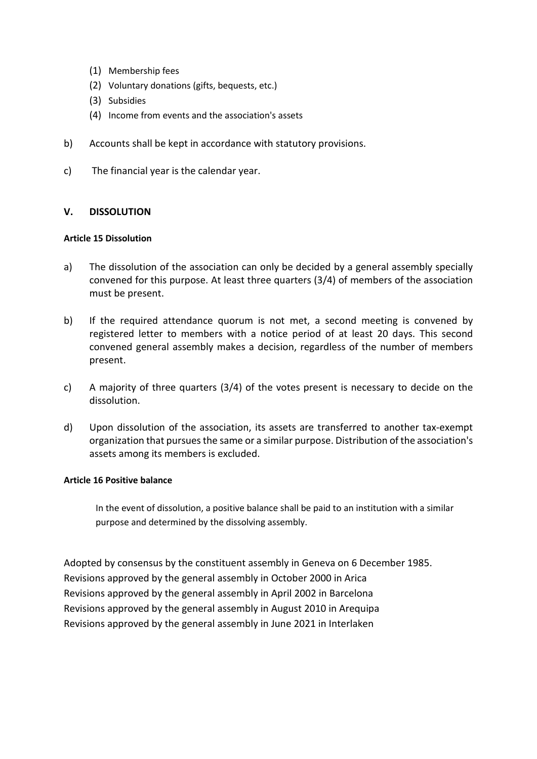(1) Membership fees
(2) Voluntary donations (gifts, bequests, etc.)
(3) Subsidies
(4) Income from events and the association's assets

b) Accounts shall be kept in accordance with statutory provisions.

c) The financial year is the calendar year.

## V. DISSOLUTION

**Article 15 Dissolution**

a) The dissolution of the association can only be decided by a general assembly specially convened for this purpose. At least three quarters (3/4) of members of the association must be present.

b) If the required attendance quorum is not met, a second meeting is convened by registered letter to members with a notice period of at least 20 days. This second convened general assembly makes a decision, regardless of the number of members present.

c) A majority of three quarters (3/4) of the votes present is necessary to decide on the dissolution.

d) Upon dissolution of the association, its assets are transferred to another tax-exempt organization that pursues the same or a similar purpose. Distribution of the association's assets among its members is excluded.

**Article 16 Positive balance**

In the event of dissolution, a positive balance shall be paid to an institution with a similar purpose and determined by the dissolving assembly.

Adopted by consensus by the constituent assembly in Geneva on 6 December 1985.
Revisions approved by the general assembly in October 2000 in Arica
Revisions approved by the general assembly in April 2002 in Barcelona
Revisions approved by the general assembly in August 2010 in Arequipa
Revisions approved by the general assembly in June 2021 in Interlaken